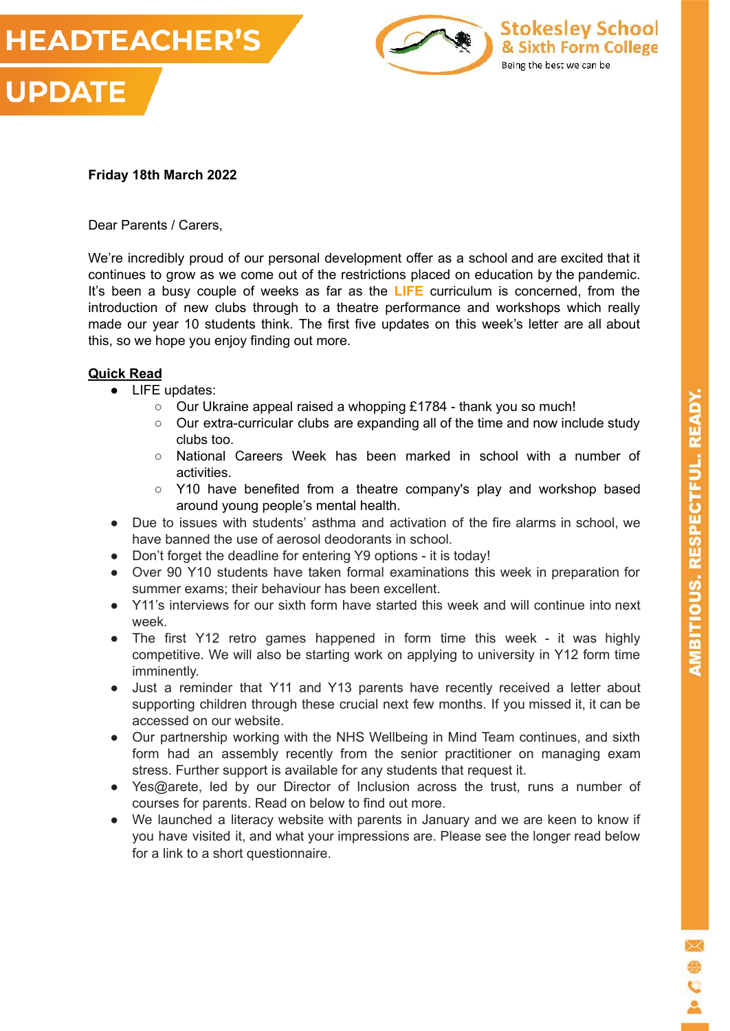# HEADTEACHER'S UPDATE

Stokesley School & Sixth Form College

Being the best we can be

**Friday 18th March 2022**

Dear Parents / Carers,

We're incredibly proud of our personal development offer as a school and are excited that it continues to grow as we come out of the restrictions placed on education by the pandemic. It's been a busy couple of weeks as far as the **LIFE** curriculum is concerned, from the introduction of new clubs through to a theatre performance and workshops which really made our year 10 students think. The first five updates on this week's letter are all about this, so we hope you enjoy finding out more.

**Quick Read**

- LIFE updates:
  - Our Ukraine appeal raised a whopping £1784 - thank you so much!
  - Our extra-curricular clubs are expanding all of the time and now include study clubs too.
  - National Careers Week has been marked in school with a number of activities.
  - Y10 have benefited from a theatre company's play and workshop based around young people's mental health.
- Due to issues with students' asthma and activation of the fire alarms in school, we have banned the use of aerosol deodorants in school.
- Don't forget the deadline for entering Y9 options - it is today!
- Over 90 Y10 students have taken formal examinations this week in preparation for summer exams; their behaviour has been excellent.
- Y11's interviews for our sixth form have started this week and will continue into next week.
- The first Y12 retro games happened in form time this week - it was highly competitive. We will also be starting work on applying to university in Y12 form time imminently.
- Just a reminder that Y11 and Y13 parents have recently received a letter about supporting children through these crucial next few months. If you missed it, it can be accessed on our website.
- Our partnership working with the NHS Wellbeing in Mind Team continues, and sixth form had an assembly recently from the senior practitioner on managing exam stress. Further support is available for any students that request it.
- Yes@arete, led by our Director of Inclusion across the trust, runs a number of courses for parents. Read on below to find out more.
- We launched a literacy website with parents in January and we are keen to know if you have visited it, and what your impressions are. Please see the longer read below for a link to a short questionnaire.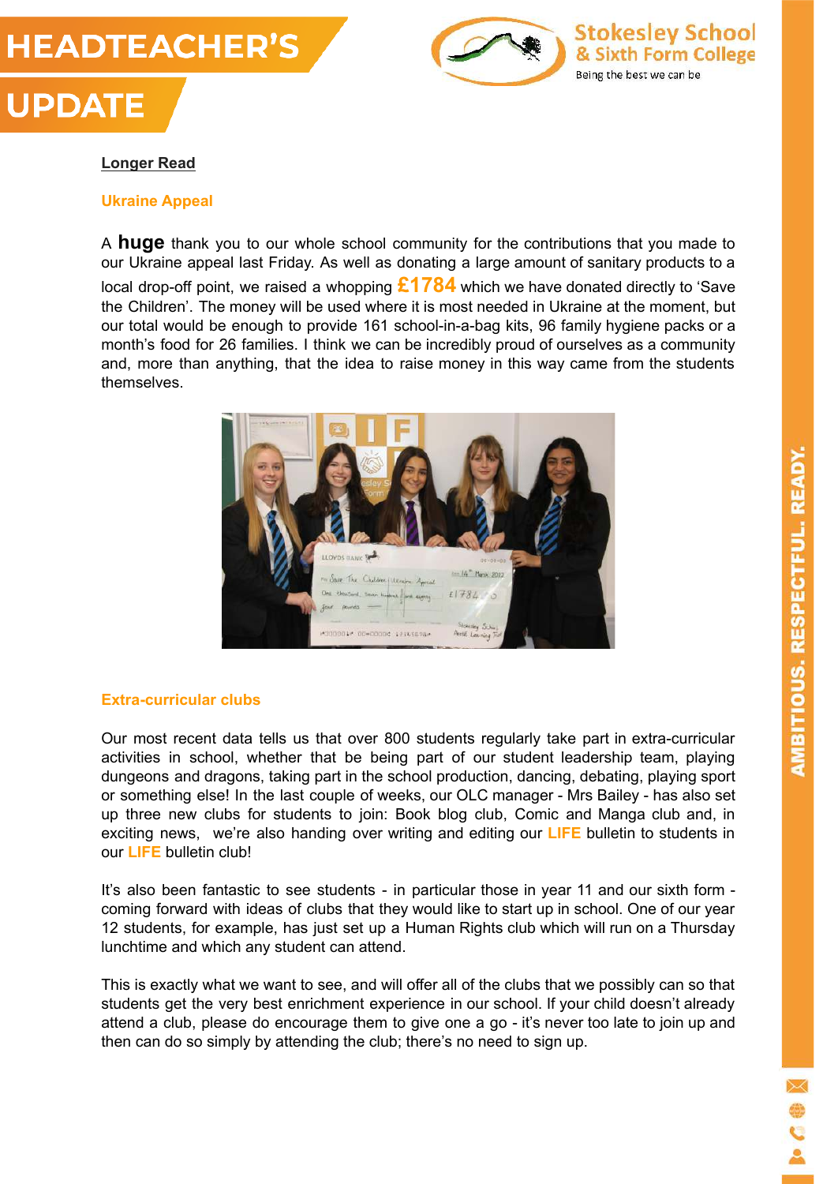**Longer Read**

### Ukraine Appeal

A **huge** thank you to our whole school community for the contributions that you made to our Ukraine appeal last Friday. As well as donating a large amount of sanitary products to a local drop-off point, we raised a whopping **£1784** which we have donated directly to 'Save the Children'. The money will be used where it is most needed in Ukraine at the moment, but our total would be enough to provide 161 school-in-a-bag kits, 96 family hygiene packs or a month's food for 26 families. I think we can be incredibly proud of ourselves as a community and, more than anything, that the idea to raise money in this way came from the students themselves.

### Extra-curricular clubs

Our most recent data tells us that over 800 students regularly take part in extra-curricular activities in school, whether that be being part of our student leadership team, playing dungeons and dragons, taking part in the school production, dancing, debating, playing sport or something else! In the last couple of weeks, our OLC manager - Mrs Bailey - has also set up three new clubs for students to join: Book blog club, Comic and Manga club and, in exciting news, we're also handing over writing and editing our LIFE bulletin to students in our LIFE bulletin club!

It's also been fantastic to see students - in particular those in year 11 and our sixth form - coming forward with ideas of clubs that they would like to start up in school. One of our year 12 students, for example, has just set up a Human Rights club which will run on a Thursday lunchtime and which any student can attend.

This is exactly what we want to see, and will offer all of the clubs that we possibly can so that students get the very best enrichment experience in our school. If your child doesn't already attend a club, please do encourage them to give one a go - it's never too late to join up and then can do so simply by attending the club; there's no need to sign up.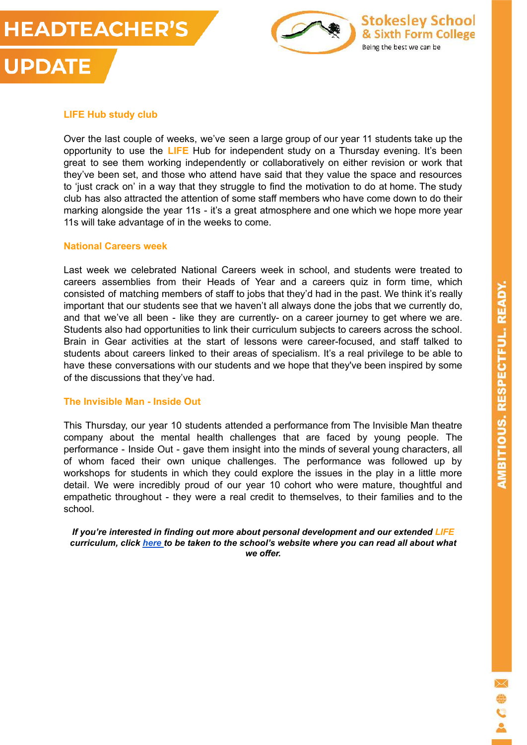### LIFE Hub study club

Over the last couple of weeks, we've seen a large group of our year 11 students take up the opportunity to use the **LIFE** Hub for independent study on a Thursday evening. It's been great to see them working independently or collaboratively on either revision or work that they've been set, and those who attend have said that they value the space and resources to 'just crack on' in a way that they struggle to find the motivation to do at home. The study club has also attracted the attention of some staff members who have come down to do their marking alongside the year 11s - it's a great atmosphere and one which we hope more year 11s will take advantage of in the weeks to come.

### National Careers week

Last week we celebrated National Careers week in school, and students were treated to careers assemblies from their Heads of Year and a careers quiz in form time, which consisted of matching members of staff to jobs that they'd had in the past. We think it's really important that our students see that we haven't all always done the jobs that we currently do, and that we've all been - like they are currently- on a career journey to get where we are. Students also had opportunities to link their curriculum subjects to careers across the school. Brain in Gear activities at the start of lessons were career-focused, and staff talked to students about careers linked to their areas of specialism. It's a real privilege to be able to have these conversations with our students and we hope that they've been inspired by some of the discussions that they've had.

### The Invisible Man - Inside Out

This Thursday, our year 10 students attended a performance from The Invisible Man theatre company about the mental health challenges that are faced by young people. The performance - Inside Out - gave them insight into the minds of several young characters, all of whom faced their own unique challenges. The performance was followed up by workshops for students in which they could explore the issues in the play in a little more detail. We were incredibly proud of our year 10 cohort who were mature, thoughtful and empathetic throughout - they were a real credit to themselves, to their families and to the school.

***If you're interested in finding out more about personal development and our extended LIFE curriculum, click [here](#) to be taken to the school's website where you can read all about what we offer.***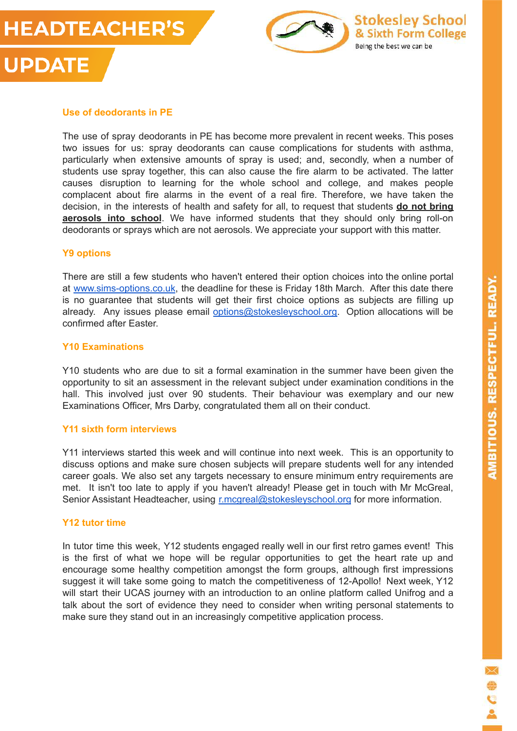# HEADTEACHER'S UPDATE

## Use of deodorants in PE

The use of spray deodorants in PE has become more prevalent in recent weeks. This poses two issues for us: spray deodorants can cause complications for students with asthma, particularly when extensive amounts of spray is used; and, secondly, when a number of students use spray together, this can also cause the fire alarm to be activated. The latter causes disruption to learning for the whole school and college, and makes people complacent about fire alarms in the event of a real fire. Therefore, we have taken the decision, in the interests of health and safety for all, to request that students **do not bring aerosols into school**. We have informed students that they should only bring roll-on deodorants or sprays which are not aerosols. We appreciate your support with this matter.

## Y9 options

There are still a few students who haven't entered their option choices into the online portal at www.sims-options.co.uk, the deadline for these is Friday 18th March. After this date there is no guarantee that students will get their first choice options as subjects are filling up already. Any issues please email options@stokesleyschool.org. Option allocations will be confirmed after Easter.

## Y10 Examinations

Y10 students who are due to sit a formal examination in the summer have been given the opportunity to sit an assessment in the relevant subject under examination conditions in the hall. This involved just over 90 students. Their behaviour was exemplary and our new Examinations Officer, Mrs Darby, congratulated them all on their conduct.

## Y11 sixth form interviews

Y11 interviews started this week and will continue into next week. This is an opportunity to discuss options and make sure chosen subjects will prepare students well for any intended career goals. We also set any targets necessary to ensure minimum entry requirements are met. It isn't too late to apply if you haven't already! Please get in touch with Mr McGreal, Senior Assistant Headteacher, using r.mcgreal@stokesleyschool.org for more information.

## Y12 tutor time

In tutor time this week, Y12 students engaged really well in our first retro games event! This is the first of what we hope will be regular opportunities to get the heart rate up and encourage some healthy competition amongst the form groups, although first impressions suggest it will take some going to match the competitiveness of 12-Apollo! Next week, Y12 will start their UCAS journey with an introduction to an online platform called Unifrog and a talk about the sort of evidence they need to consider when writing personal statements to make sure they stand out in an increasingly competitive application process.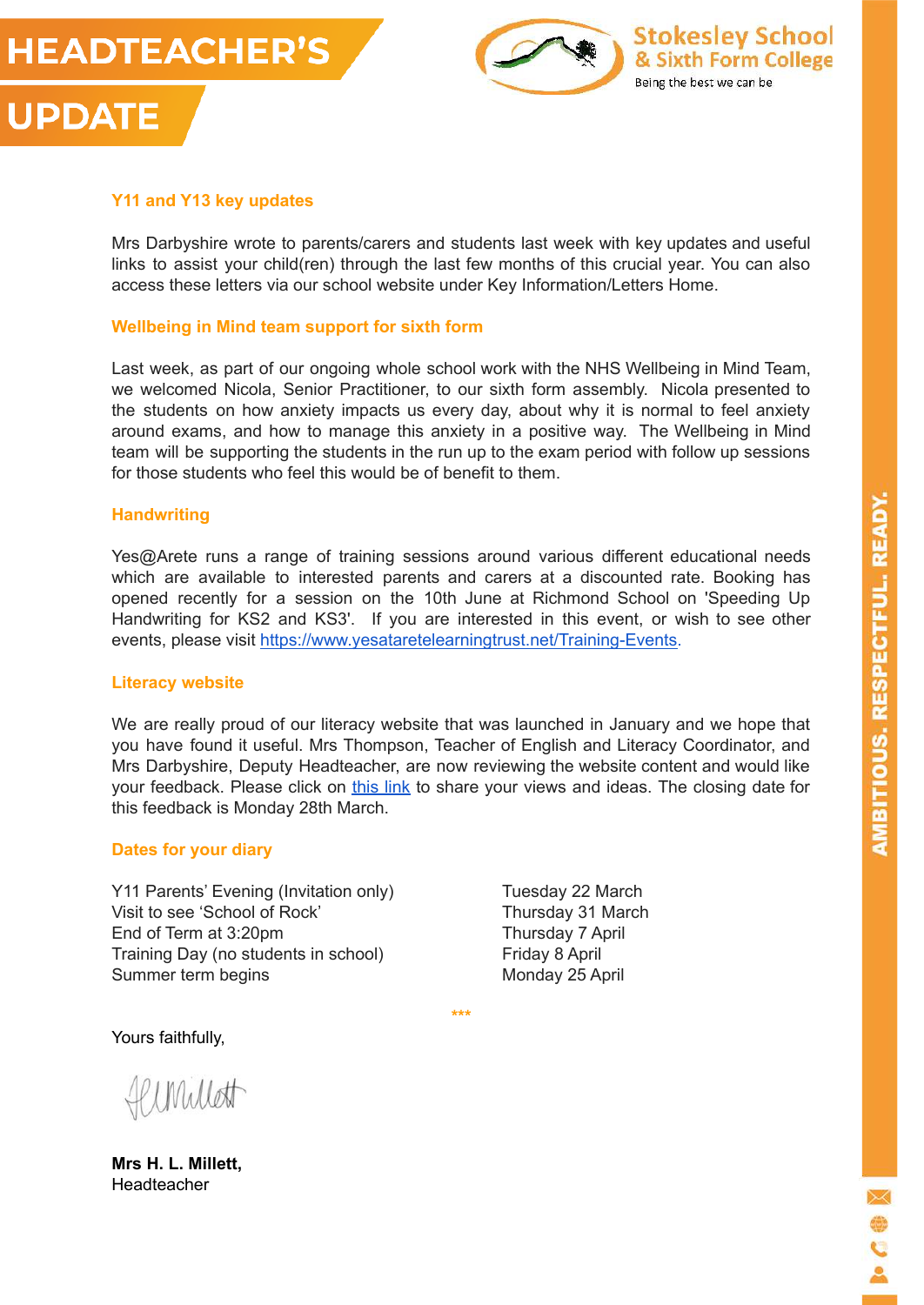## Y11 and Y13 key updates

Mrs Darbyshire wrote to parents/carers and students last week with key updates and useful links to assist your child(ren) through the last few months of this crucial year. You can also access these letters via our school website under Key Information/Letters Home.

## Wellbeing in Mind team support for sixth form

Last week, as part of our ongoing whole school work with the NHS Wellbeing in Mind Team, we welcomed Nicola, Senior Practitioner, to our sixth form assembly. Nicola presented to the students on how anxiety impacts us every day, about why it is normal to feel anxiety around exams, and how to manage this anxiety in a positive way. The Wellbeing in Mind team will be supporting the students in the run up to the exam period with follow up sessions for those students who feel this would be of benefit to them.

## Handwriting

Yes@Arete runs a range of training sessions around various different educational needs which are available to interested parents and carers at a discounted rate. Booking has opened recently for a session on the 10th June at Richmond School on 'Speeding Up Handwriting for KS2 and KS3'. If you are interested in this event, or wish to see other events, please visit https://www.yesataretelearningtrust.net/Training-Events.

## Literacy website

We are really proud of our literacy website that was launched in January and we hope that you have found it useful. Mrs Thompson, Teacher of English and Literacy Coordinator, and Mrs Darbyshire, Deputy Headteacher, are now reviewing the website content and would like your feedback. Please click on this link to share your views and ideas. The closing date for this feedback is Monday 28th March.

## Dates for your diary

| | |
|---|---|
| Y11 Parents' Evening (Invitation only) | Tuesday 22 March |
| Visit to see 'School of Rock' | Thursday 31 March |
| End of Term at 3:20pm | Thursday 7 April |
| Training Day (no students in school) | Friday 8 April |
| Summer term begins | Monday 25 April |

***

Yours faithfully,

**Mrs H. L. Millett,**
Headteacher